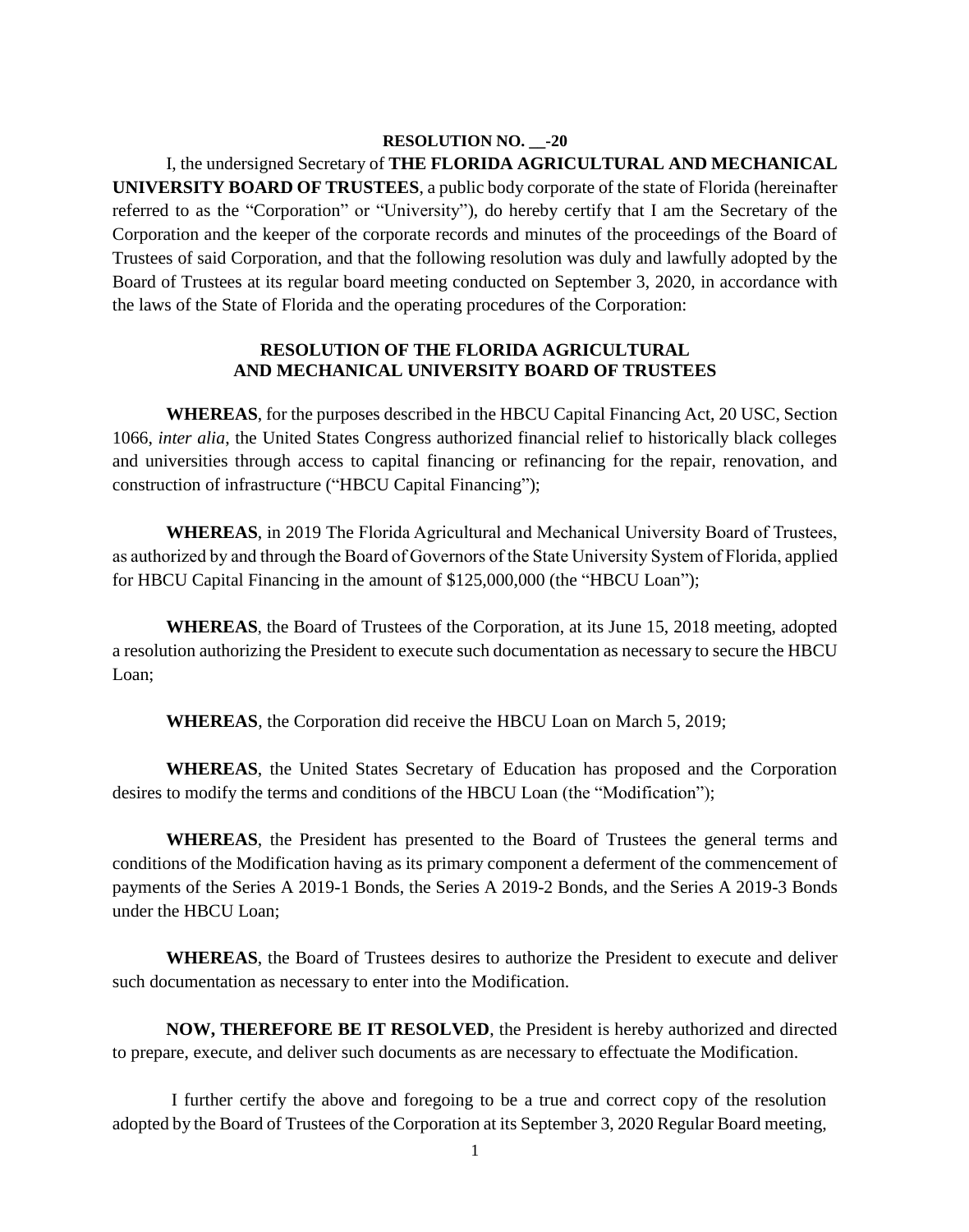**RESOLUTION NO. __-20**

I, the undersigned Secretary of **THE FLORIDA AGRICULTURAL AND MECHANICAL UNIVERSITY BOARD OF TRUSTEES**, a public body corporate of the state of Florida (hereinafter referred to as the "Corporation" or "University"), do hereby certify that I am the Secretary of the Corporation and the keeper of the corporate records and minutes of the proceedings of the Board of Trustees of said Corporation, and that the following resolution was duly and lawfully adopted by the Board of Trustees at its regular board meeting conducted on September 3, 2020, in accordance with the laws of the State of Florida and the operating procedures of the Corporation:

## RESOLUTION OF THE FLORIDA AGRICULTURAL AND MECHANICAL UNIVERSITY BOARD OF TRUSTEES

**WHEREAS**, for the purposes described in the HBCU Capital Financing Act, 20 USC, Section 1066, *inter alia*, the United States Congress authorized financial relief to historically black colleges and universities through access to capital financing or refinancing for the repair, renovation, and construction of infrastructure ("HBCU Capital Financing");

**WHEREAS**, in 2019 The Florida Agricultural and Mechanical University Board of Trustees, as authorized by and through the Board of Governors of the State University System of Florida, applied for HBCU Capital Financing in the amount of $125,000,000 (the "HBCU Loan");

**WHEREAS**, the Board of Trustees of the Corporation, at its June 15, 2018 meeting, adopted a resolution authorizing the President to execute such documentation as necessary to secure the HBCU Loan;

**WHEREAS**, the Corporation did receive the HBCU Loan on March 5, 2019;

**WHEREAS**, the United States Secretary of Education has proposed and the Corporation desires to modify the terms and conditions of the HBCU Loan (the "Modification");

**WHEREAS**, the President has presented to the Board of Trustees the general terms and conditions of the Modification having as its primary component a deferment of the commencement of payments of the Series A 2019-1 Bonds, the Series A 2019-2 Bonds, and the Series A 2019-3 Bonds under the HBCU Loan;

**WHEREAS**, the Board of Trustees desires to authorize the President to execute and deliver such documentation as necessary to enter into the Modification.

**NOW, THEREFORE BE IT RESOLVED**, the President is hereby authorized and directed to prepare, execute, and deliver such documents as are necessary to effectuate the Modification.

I further certify the above and foregoing to be a true and correct copy of the resolution adopted by the Board of Trustees of the Corporation at its September 3, 2020 Regular Board meeting,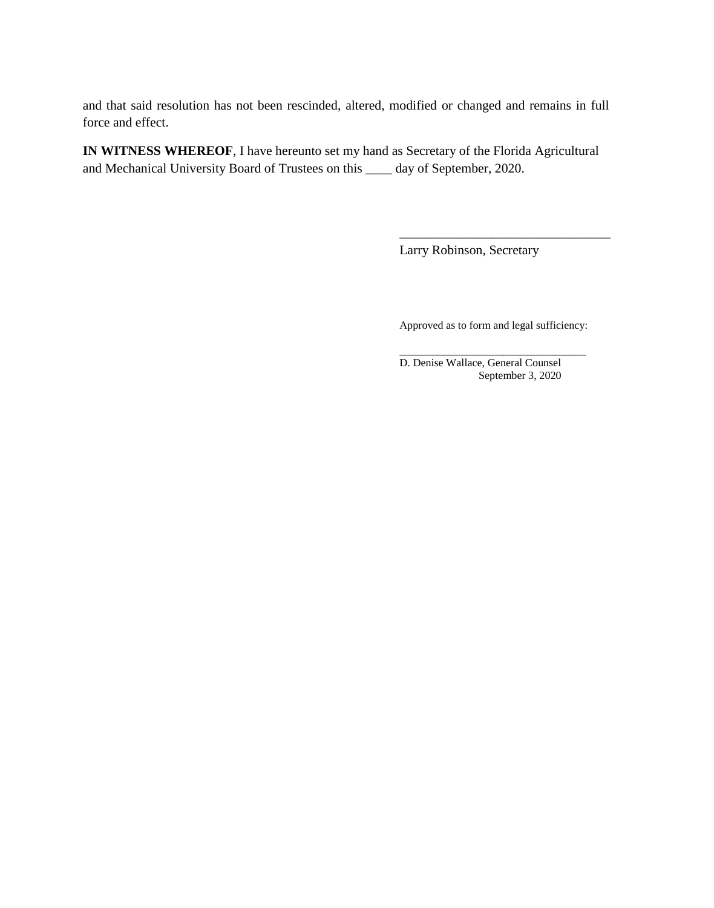and that said resolution has not been rescinded, altered, modified or changed and remains in full force and effect.

**IN WITNESS WHEREOF**, I have hereunto set my hand as Secretary of the Florida Agricultural and Mechanical University Board of Trustees on this ____ day of September, 2020.

________________________________
Larry Robinson, Secretary

Approved as to form and legal sufficiency:

________________________________
D. Denise Wallace, General Counsel
September 3, 2020